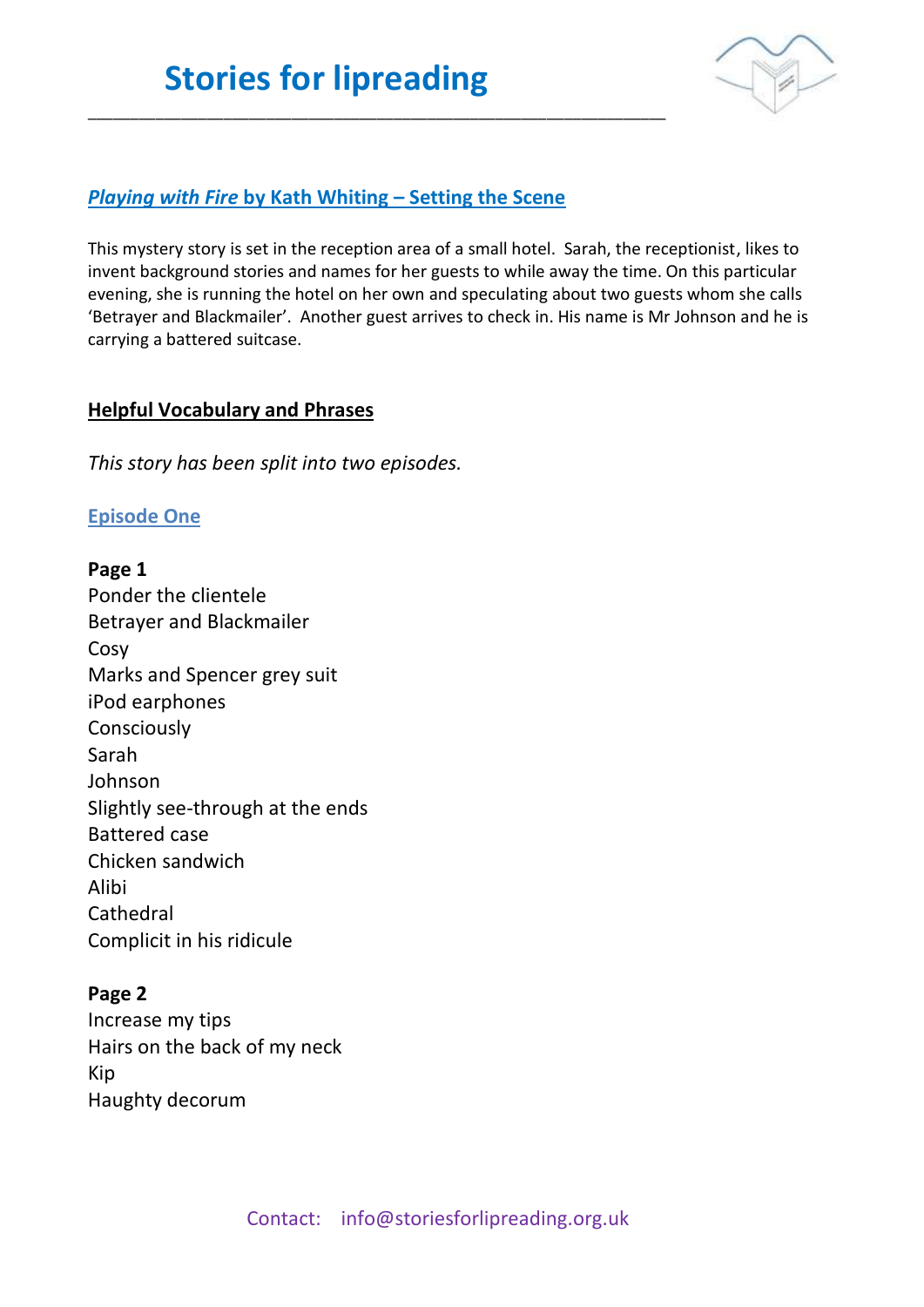# Stories for lipreading

## *Playing with Fire* by Kath Whiting – Setting the Scene

This mystery story is set in the reception area of a small hotel. Sarah, the receptionist, likes to invent background stories and names for her guests to while away the time. On this particular evening, she is running the hotel on her own and speculating about two guests whom she calls 'Betrayer and Blackmailer'. Another guest arrives to check in. His name is Mr Johnson and he is carrying a battered suitcase.

## Helpful Vocabulary and Phrases

*This story has been split into two episodes.*

### Episode One

**Page 1**
Ponder the clientele
Betrayer and Blackmailer
Cosy
Marks and Spencer grey suit
iPod earphones
Consciously
Sarah
Johnson
Slightly see-through at the ends
Battered case
Chicken sandwich
Alibi
Cathedral
Complicit in his ridicule

**Page 2**
Increase my tips
Hairs on the back of my neck
Kip
Haughty decorum

Contact: info@storiesforlipreading.org.uk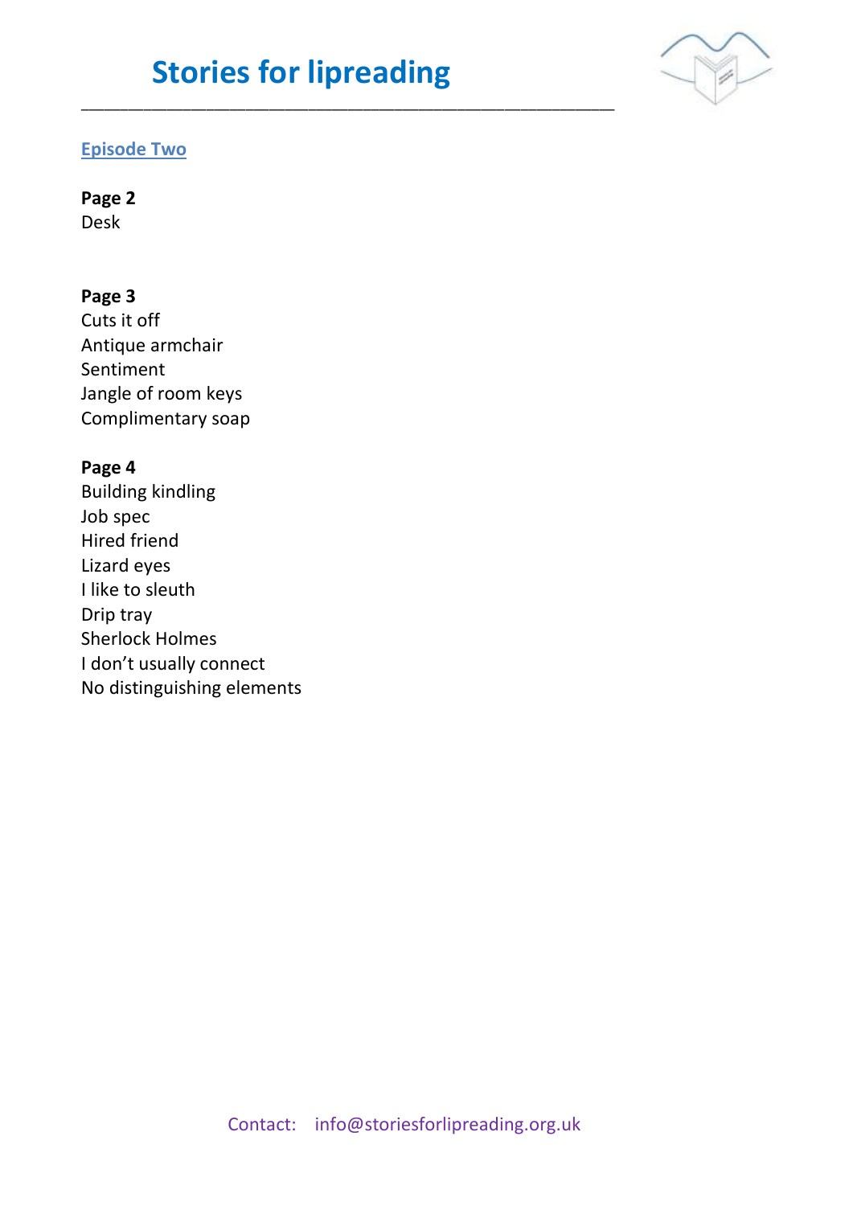# Stories for lipreading

## Episode Two

**Page 2**
Desk

**Page 3**
Cuts it off
Antique armchair
Sentiment
Jangle of room keys
Complimentary soap

**Page 4**
Building kindling
Job spec
Hired friend
Lizard eyes
I like to sleuth
Drip tray
Sherlock Holmes
I don't usually connect
No distinguishing elements

Contact: info@storiesforlipreading.org.uk